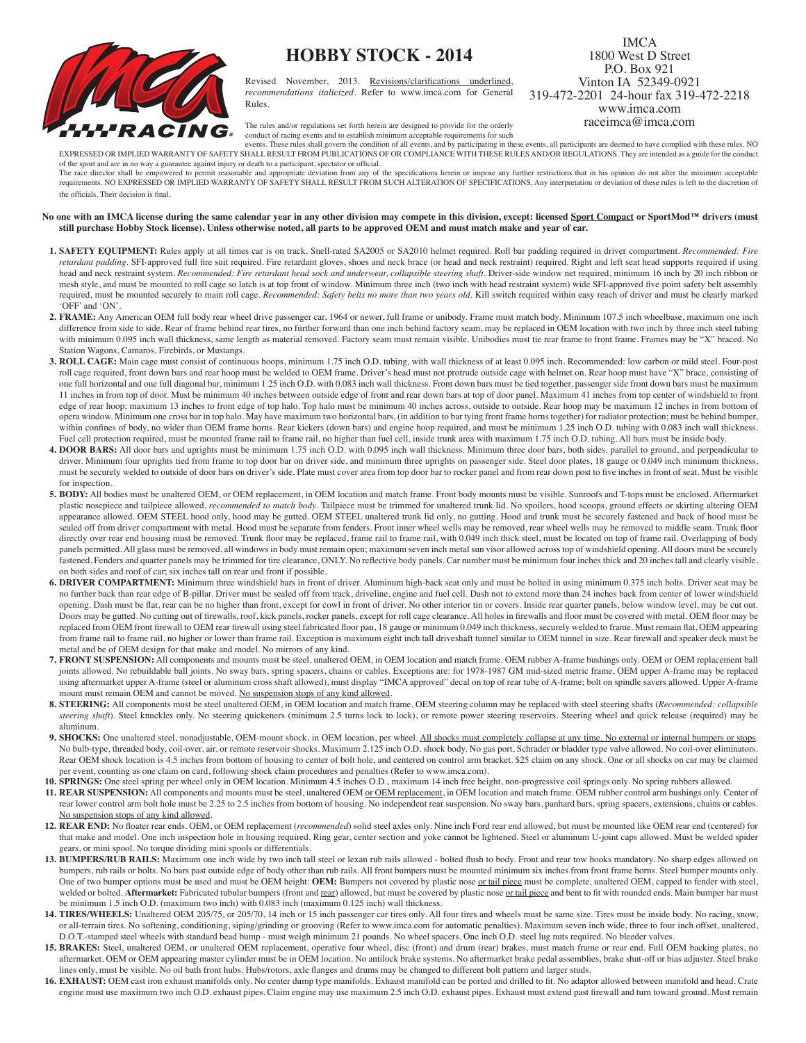# HOBBY STOCK - 2014

Revised November, 2013. Revisions/clarifications underlined, *recommendations italicized*. Refer to www.imca.com for General Rules.

IMCA
1800 West D Street
P.O. Box 921
Vinton IA 52349-0921
319-472-2201 24-hour fax 319-472-2218
www.imca.com
raceimca@imca.com

The rules and/or regulations set forth herein are designed to provide for the orderly conduct of racing events and to establish minimum acceptable requirements for such events. These rules shall govern the condition of all events, and by participating in these events, all participants are deemed to have complied with these rules. NO EXPRESSED OR IMPLIED WARRANTY OF SAFETY SHALL RESULT FROM PUBLICATIONS OF OR COMPLIANCE WITH THESE RULES AND/OR REGULATIONS. They are intended as a guide for the conduct of the sport and are in no way a guarantee against injury or death to a participant, spectator or official.

The race director shall be empowered to permit reasonable and appropriate deviation from any of the specifications herein or impose any further restrictions that in his opinion do not alter the minimum acceptable requirements. NO EXPRESSED OR IMPLIED WARRANTY OF SAFETY SHALL RESULT FROM SUCH ALTERATION OF SPECIFICATIONS. Any interpretation or deviation of these rules is left to the discretion of the officials. Their decision is final.

**No one with an IMCA license during the same calendar year in any other division may compete in this division, except: licensed Sport Compact or SportMod™ drivers (must still purchase Hobby Stock license). Unless otherwise noted, all parts to be approved OEM and must match make and year of car.**

1. **SAFETY EQUIPMENT:** Rules apply at all times car is on track. Snell-rated SA2005 or SA2010 helmet required. Roll bar padding required in driver compartment. *Recommended: Fire retardant padding*. SFI-approved full fire suit required. Fire retardant gloves, shoes and neck brace (or head and neck restraint) required. Right and left seat head supports required if using head and neck restraint system. *Recommended: Fire retardant head sock and underwear, collapsible steering shaft*. Driver-side window net required, minimum 16 inch by 20 inch ribbon or mesh style, and must be mounted to roll cage so latch is at top front of window. Minimum three inch (two inch with head restraint system) wide SFI-approved five point safety belt assembly required, must be mounted securely to main roll cage. *Recommended: Safety belts no more than two years old*. Kill switch required within easy reach of driver and must be clearly marked 'OFF' and 'ON'.
2. **FRAME:** Any American OEM full body rear wheel drive passenger car, 1964 or newer, full frame or unibody. Frame must match body. Minimum 107.5 inch wheelbase, maximum one inch difference from side to side. Rear of frame behind rear tires, no further forward than one inch behind factory seam, may be replaced in OEM location with two inch by three inch steel tubing with minimum 0.095 inch wall thickness, same length as material removed. Factory seam must remain visible. Unibodies must tie rear frame to front frame. Frames may be "X" braced. No Station Wagons, Camaros, Firebirds, or Mustangs.
3. **ROLL CAGE:** Main cage must consist of continuous hoops, minimum 1.75 inch O.D. tubing, with wall thickness of at least 0.095 inch. Recommended: low carbon or mild steel. Four-post roll cage required, front down bars and rear hoop must be welded to OEM frame. Driver's head must not protrude outside cage with helmet on. Rear hoop must have "X" brace, consisting of one full horizontal and one full diagonal bar, minimum 1.25 inch O.D. with 0.083 inch wall thickness. Front down bars must be tied together, passenger side front down bars must be maximum 11 inches in from top of door. Must be minimum 40 inches between outside edge of front and rear down bars at top of door panel. Maximum 41 inches from top center of windshield to front edge of rear hoop; maximum 13 inches to front edge of top halo. Top halo must be minimum 40 inches across, outside to outside. Rear hoop may be maximum 12 inches in from bottom of opera window. Minimum one cross bar in top halo. May have maximum two horizontal bars, (in addition to bar tying front frame horns together) for radiator protection; must be behind bumper, within confines of body, no wider than OEM frame horns. Rear kickers (down bars) and engine hoop required, and must be minimum 1.25 inch O.D. tubing with 0.083 inch wall thickness. Fuel cell protection required, must be mounted frame rail to frame rail, no higher than fuel cell, inside trunk area with maximum 1.75 inch O.D. tubing. All bars must be inside body.
4. **DOOR BARS:** All door bars and uprights must be minimum 1.75 inch O.D. with 0.095 inch wall thickness. Minimum three door bars, both sides, parallel to ground, and perpendicular to driver. Minimum four uprights tied from frame to top door bar on driver side, and minimum three uprights on passenger side. Steel door plates, 18 gauge or 0.049 inch minimum thickness, must be securely welded to outside of door bars on driver's side. Plate must cover area from top door bar to rocker panel and from rear down post to five inches in front of seat. Must be visible for inspection.
5. **BODY:** All bodies must be unaltered OEM, or OEM replacement, in OEM location and match frame. Front body mounts must be visible. Sunroofs and T-tops must be enclosed. Aftermarket plastic nosepiece and tailpiece allowed, *recommended to match body*. Tailpiece must be trimmed for unaltered trunk lid. No spoilers, hood scoops, ground effects or skirting altering OEM appearance allowed. OEM STEEL hood only, hood may be gutted. OEM STEEL unaltered trunk lid only, no gutting. Hood and trunk must be securely fastened and back of hood must be sealed off from driver compartment with metal. Hood must be separate from fenders. Front inner wheel wells may be removed, rear wheel wells may be removed to middle seam. Trunk floor directly over rear end housing must be removed. Trunk floor may be replaced, frame rail to frame rail, with 0.049 inch thick steel, must be located on top of frame rail. Overlapping of body panels permitted. All glass must be removed, all windows in body must remain open; maximum seven inch metal sun visor allowed across top of windshield opening. All doors must be securely fastened. Fenders and quarter panels may be trimmed for tire clearance, ONLY. No reflective body panels. Car number must be minimum four inches thick and 20 inches tall and clearly visible, on both sides and roof of car; six inches tall on rear and front if possible.
6. **DRIVER COMPARTMENT:** Minimum three windshield bars in front of driver. Aluminum high-back seat only and must be bolted in using minimum 0.375 inch bolts. Driver seat may be no further back than rear edge of B-pillar. Driver must be sealed off from track, driveline, engine and fuel cell. Dash not to extend more than 24 inches back from center of lower windshield opening. Dash must be flat, rear can be no higher than front, except for cowl in front of driver. No other interior tin or covers. Inside rear quarter panels, below window level, may be cut out. Doors may be gutted. No cutting out of firewalls, roof, kick panels, rocker panels, except for roll cage clearance. All holes in firewalls and floor must be covered with metal. OEM floor may be replaced from OEM front firewall to OEM rear firewall using steel fabricated floor pan, 18 gauge or minimum 0.049 inch thickness, securely welded to frame. Must remain flat, OEM appearing from frame rail to frame rail, no higher or lower than frame rail. Exception is maximum eight inch tall driveshaft tunnel similar to OEM tunnel in size. Rear firewall and speaker deck must be metal and be of OEM design for that make and model. No mirrors of any kind.
7. **FRONT SUSPENSION:** All components and mounts must be steel, unaltered OEM, in OEM location and match frame. OEM rubber A-frame bushings only. OEM or OEM replacement ball joints allowed. No rebuildable ball joints. No sway bars, spring spacers, chains or cables. Exceptions are: for 1978-1987 GM mid-sized metric frame, OEM upper A-frame may be replaced using aftermarket upper A-frame (steel or aluminum cross shaft allowed), must display "IMCA approved" decal on top of rear tube of A-frame; bolt on spindle savers allowed. Upper A-frame mount must remain OEM and cannot be moved. No suspension stops of any kind allowed.
8. **STEERING:** All components must be steel unaltered OEM, in OEM location and match frame. OEM steering column may be replaced with steel steering shafts (*Recommended: collapsible steering shaft*). Steel knuckles only. No steering quickeners (minimum 2.5 turns lock to lock), or remote power steering reservoirs. Steering wheel and quick release (required) may be aluminum.
9. **SHOCKS:** One unaltered steel, nonadjustable, OEM-mount shock, in OEM location, per wheel. All shocks must completely collapse at any time. No external or internal bumpers or stops. No bulb-type, threaded body, coil-over, air, or remote reservoir shocks. Maximum 2.125 inch O.D. shock body. No gas port, Schrader or bladder type valve allowed. No coil-over eliminators. Rear OEM shock location is 4.5 inches from bottom of housing to center of bolt hole, and centered on control arm bracket. $25 claim on any shock. One of all shocks on car may be claimed per event, counting as one claim on card, following shock claim procedures and penalties (Refer to www.imca.com).
10. **SPRINGS:** One steel spring per wheel only in OEM location. Minimum 4.5 inches O.D., maximum 14 inch free height, non-progressive coil springs only. No spring rubbers allowed.
11. **REAR SUSPENSION:** All components and mounts must be steel, unaltered OEM or OEM replacement, in OEM location and match frame. OEM rubber control arm bushings only. Center of rear lower control arm bolt hole must be 2.25 to 2.5 inches from bottom of housing. No independent rear suspension. No sway bars, panhard bars, spring spacers, extensions, chains or cables. No suspension stops of any kind allowed.
12. **REAR END:** No floater rear ends. OEM, or OEM replacement (*recommended*) solid steel axles only. Nine inch Ford rear end allowed, but must be mounted like OEM rear end (centered) for that make and model. One inch inspection hole in housing required. Ring gear, center section and yoke cannot be lightened. Steel or aluminum U-joint caps allowed. Must be welded spider gears, or mini spool. No torque dividing mini spools or differentials.
13. **BUMPERS/RUB RAILS:** Maximum one inch wide by two inch tall steel or lexan rub rails allowed - bolted flush to body. Front and rear tow hooks mandatory. No sharp edges allowed on bumpers, rub rails or bolts. No bars past outside edge of body other than rub rails. All front bumpers must be mounted minimum six inches from front frame horns. Steel bumper mounts only. One of two bumper options must be used and must be OEM height: **OEM:** Bumpers not covered by plastic nose or tail piece must be complete, unaltered OEM, capped to fender with steel, welded or bolted. **Aftermarket:** Fabricated tubular bumpers (front and rear) allowed, but must be covered by plastic nose or tail piece and bent to fit with rounded ends. Main bumper bar must be minimum 1.5 inch O.D. (maximum two inch) with 0.083 inch (maximum 0.125 inch) wall thickness.
14. **TIRES/WHEELS:** Unaltered OEM 205/75, or 205/70, 14 inch or 15 inch passenger car tires only. All four tires and wheels must be same size. Tires must be inside body. No racing, snow, or all-terrain tires. No softening, conditioning, siping/grinding or grooving (Refer to www.imca.com for automatic penalties). Maximum seven inch wide, three to four inch offset, unaltered, D.O.T.-stamped steel wheels with standard bead bump - must weigh minimum 21 pounds. No wheel spacers. One inch O.D. steel lug nuts required. No bleeder valves.
15. **BRAKES:** Steel, unaltered OEM, or unaltered OEM replacement, operative four wheel, disc (front) and drum (rear) brakes, must match frame or rear end. Full OEM backing plates, no aftermarket. OEM or OEM appearing master cylinder must be in OEM location. No antilock brake systems. No aftermarket brake pedal assemblies, brake shut-off or bias adjuster. Steel brake lines only, must be visible. No oil bath front hubs. Hubs/rotors, axle flanges and drums may be changed to different bolt pattern and larger studs.
16. **EXHAUST:** OEM cast iron exhaust manifolds only. No center dump type manifolds. Exhaust manifold can be ported and drilled to fit. No adaptor allowed between manifold and head. Crate engine must use maximum two inch O.D. exhaust pipes. Claim engine may use maximum 2.5 inch O.D. exhaust pipes. Exhaust must extend past firewall and turn toward ground. Must remain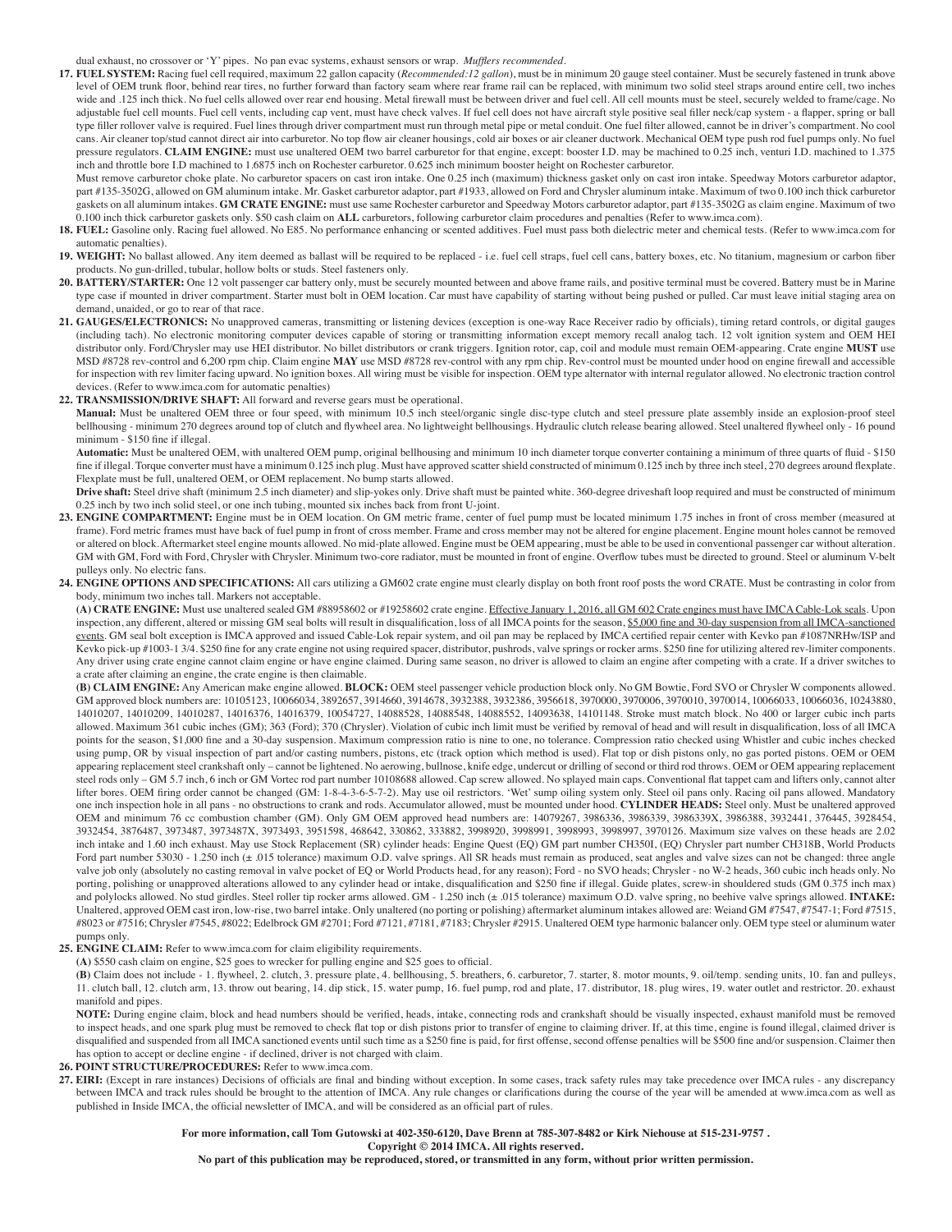dual exhaust, no crossover or 'Y' pipes. No pan evac systems, exhaust sensors or wrap. *Mufflers recommended.*

17. **FUEL SYSTEM:** Racing fuel cell required, maximum 22 gallon capacity (*Recommended:12 gallon*), must be in minimum 20 gauge steel container. Must be securely fastened in trunk above level of OEM trunk floor, behind rear tires, no further forward than factory seam where rear frame rail can be replaced, with minimum two solid steel straps around entire cell, two inches wide and .125 inch thick. No fuel cells allowed over rear end housing. Metal firewall must be between driver and fuel cell. All cell mounts must be steel, securely welded to frame/cage. No adjustable fuel cell mounts. Fuel cell vents, including cap vent, must have check valves. If fuel cell does not have aircraft style positive seal filler neck/cap system - a flapper, spring or ball type filler rollover valve is required. Fuel lines through driver compartment must run through metal pipe or metal conduit. One fuel filter allowed, cannot be in driver's compartment. No cool cans. Air cleaner top/stud cannot direct air into carburetor. No top flow air cleaner housings, cold air boxes or air cleaner ductwork. Mechanical OEM type push rod fuel pumps only. No fuel pressure regulators. **CLAIM ENGINE:** must use unaltered OEM two barrel carburetor for that engine, except: booster I.D. may be machined to 0.25 inch, venturi I.D. machined to 1.375 inch and throttle bore I.D machined to 1.6875 inch on Rochester carburetor. 0.625 inch minimum booster height on Rochester carburetor.
    Must remove carburetor choke plate. No carburetor spacers on cast iron intake. One 0.25 inch (maximum) thickness gasket only on cast iron intake. Speedway Motors carburetor adaptor, part #135-3502G, allowed on GM aluminum intake. Mr. Gasket carburetor adaptor, part #1933, allowed on Ford and Chrysler aluminum intake. Maximum of two 0.100 inch thick carburetor gaskets on all aluminum intakes. **GM CRATE ENGINE:** must use same Rochester carburetor and Speedway Motors carburetor adaptor, part #135-3502G as claim engine. Maximum of two 0.100 inch thick carburetor gaskets only. $50 cash claim on **ALL** carburetors, following carburetor claim procedures and penalties (Refer to www.imca.com).
18. **FUEL:** Gasoline only. Racing fuel allowed. No E85. No performance enhancing or scented additives. Fuel must pass both dielectric meter and chemical tests. (Refer to www.imca.com for automatic penalties).
19. **WEIGHT:** No ballast allowed. Any item deemed as ballast will be required to be replaced - i.e. fuel cell straps, fuel cell cans, battery boxes, etc. No titanium, magnesium or carbon fiber products. No gun-drilled, tubular, hollow bolts or studs. Steel fasteners only.
20. **BATTERY/STARTER:** One 12 volt passenger car battery only, must be securely mounted between and above frame rails, and positive terminal must be covered. Battery must be in Marine type case if mounted in driver compartment. Starter must bolt in OEM location. Car must have capability of starting without being pushed or pulled. Car must leave initial staging area on demand, unaided, or go to rear of that race.
21. **GAUGES/ELECTRONICS:** No unapproved cameras, transmitting or listening devices (exception is one-way Race Receiver radio by officials), timing retard controls, or digital gauges (including tach). No electronic monitoring computer devices capable of storing or transmitting information except memory recall analog tach. 12 volt ignition system and OEM HEI distributor only. Ford/Chrysler may use HEI distributor. No billet distributors or crank triggers. Ignition rotor, cap, coil and module must remain OEM-appearing. Crate engine **MUST** use MSD #8728 rev-control and 6,200 rpm chip. Claim engine **MAY** use MSD #8728 rev-control with any rpm chip. Rev-control must be mounted under hood on engine firewall and accessible for inspection with rev limiter facing upward. No ignition boxes. All wiring must be visible for inspection. OEM type alternator with internal regulator allowed. No electronic traction control devices. (Refer to www.imca.com for automatic penalties)
22. **TRANSMISSION/DRIVE SHAFT:** All forward and reverse gears must be operational.
    **Manual:** Must be unaltered OEM three or four speed, with minimum 10.5 inch steel/organic single disc-type clutch and steel pressure plate assembly inside an explosion-proof steel bellhousing - minimum 270 degrees around top of clutch and flywheel area. No lightweight bellhousings. Hydraulic clutch release bearing allowed. Steel unaltered flywheel only - 16 pound minimum - $150 fine if illegal.
    **Automatic:** Must be unaltered OEM, with unaltered OEM pump, original bellhousing and minimum 10 inch diameter torque converter containing a minimum of three quarts of fluid - $150 fine if illegal. Torque converter must have a minimum 0.125 inch plug. Must have approved scatter shield constructed of minimum 0.125 inch by three inch steel, 270 degrees around flexplate. Flexplate must be full, unaltered OEM, or OEM replacement. No bump starts allowed.
    **Drive shaft:** Steel drive shaft (minimum 2.5 inch diameter) and slip-yokes only. Drive shaft must be painted white. 360-degree driveshaft loop required and must be constructed of minimum 0.25 inch by two inch solid steel, or one inch tubing, mounted six inches back from front U-joint.
23. **ENGINE COMPARTMENT:** Engine must be in OEM location. On GM metric frame, center of fuel pump must be located minimum 1.75 inches in front of cross member (measured at frame). Ford metric frames must have back of fuel pump in front of cross member. Frame and cross member may not be altered for engine placement. Engine mount holes cannot be removed or altered on block. Aftermarket steel engine mounts allowed. No mid-plate allowed. Engine must be OEM appearing, must be able to be used in conventional passenger car without alteration. GM with GM, Ford with Ford, Chrysler with Chrysler. Minimum two-core radiator, must be mounted in front of engine. Overflow tubes must be directed to ground. Steel or aluminum V-belt pulleys only. No electric fans.
24. **ENGINE OPTIONS AND SPECIFICATIONS:** All cars utilizing a GM602 crate engine must clearly display on both front roof posts the word CRATE. Must be contrasting in color from body, minimum two inches tall. Markers not acceptable.
    **(A) CRATE ENGINE:** Must use unaltered sealed GM #88958602 or #19258602 crate engine. Effective January 1, 2016, all GM 602 Crate engines must have IMCA Cable-Lok seals. Upon inspection, any different, altered or missing GM seal bolts will result in disqualification, loss of all IMCA points for the season, $5,000 fine and 30-day suspension from all IMCA-sanctioned events. GM seal bolt exception is IMCA approved and issued Cable-Lok repair system, and oil pan may be replaced by IMCA certified repair center with Kevko pan #1087NRHw/ISP and Kevko pick-up #1003-1 3/4. $250 fine for any crate engine not using required spacer, distributor, pushrods, valve springs or rocker arms. $250 fine for utilizing altered rev-limiter components. Any driver using crate engine cannot claim engine or have engine claimed. During same season, no driver is allowed to claim an engine after competing with a crate. If a driver switches to a crate after claiming an engine, the crate engine is then claimable.
    **(B) CLAIM ENGINE:** Any American make engine allowed. **BLOCK:** OEM steel passenger vehicle production block only. No GM Bowtie, Ford SVO or Chrysler W components allowed. GM approved block numbers are: 10105123, 10066034, 3892657, 3914660, 3914678, 3932388, 3932386, 3956618, 3970000, 3970006, 3970010, 3970014, 10066033, 10066036, 10243880, 14010207, 14010209, 14010287, 14016376, 14016379, 10054727, 14088528, 14088548, 14088552, 14093638, 14101148. Stroke must match block. No 400 or larger cubic inch parts allowed. Maximum 361 cubic inches (GM); 363 (Ford); 370 (Chrysler). Violation of cubic inch limit must be verified by removal of head and will result in disqualification, loss of all IMCA points for the season, $1,000 fine and a 30-day suspension. Maximum compression ratio is nine to one, no tolerance. Compression ratio checked using Whistler and cubic inches checked using pump, OR by visual inspection of part and/or casting numbers, pistons, etc (track option which method is used). Flat top or dish pistons only, no gas ported pistons. OEM or OEM appearing replacement steel crankshaft only – cannot be lightened. No aerowing, bullnose, knife edge, undercut or drilling of second or third rod throws. OEM or OEM appearing replacement steel rods only – GM 5.7 inch, 6 inch or GM Vortec rod part number 10108688 allowed. Cap screw allowed. No splayed main caps. Conventional flat tappet cam and lifters only, cannot alter lifter bores. OEM firing order cannot be changed (GM: 1-8-4-3-6-5-7-2). May use oil restrictors. 'Wet' sump oiling system only. Steel oil pans only. Racing oil pans allowed. Mandatory one inch inspection hole in all pans - no obstructions to crank and rods. Accumulator allowed, must be mounted under hood. **CYLINDER HEADS:** Steel only. Must be unaltered approved OEM and minimum 76 cc combustion chamber (GM). Only GM OEM approved head numbers are: 14079267, 3986336, 3986339, 3986339X, 3986388, 3932441, 376445, 3928454, 3932454, 3876487, 3973487, 3973487X, 3973493, 3951598, 468642, 330862, 333882, 3998920, 3998991, 3998993, 3998997, 3970126. Maximum size valves on these heads are 2.02 inch intake and 1.60 inch exhaust. May use Stock Replacement (SR) cylinder heads: Engine Quest (EQ) GM part number CH350I, (EQ) Chrysler part number CH318B, World Products Ford part number 53030 - 1.250 inch (± .015 tolerance) maximum O.D. valve springs. All SR heads must remain as produced, seat angles and valve sizes can not be changed: three angle valve job only (absolutely no casting removal in valve pocket of EQ or World Products head, for any reason); Ford - no SVO heads; Chrysler - no W-2 heads, 360 cubic inch heads only. No porting, polishing or unapproved alterations allowed to any cylinder head or intake, disqualification and $250 fine if illegal. Guide plates, screw-in shouldered studs (GM 0.375 inch max) and polylocks allowed. No stud girdles. Steel roller tip rocker arms allowed. GM - 1.250 inch (± .015 tolerance) maximum O.D. valve spring, no beehive valve springs allowed. **INTAKE:** Unaltered, approved OEM cast iron, low-rise, two barrel intake. Only unaltered (no porting or polishing) aftermarket aluminum intakes allowed are: Weiand GM #7547, #7547-1; Ford #7515, #8023 or #7516; Chrysler #7545, #8022; Edelbrock GM #2701; Ford #7121, #7181, #7183; Chrysler #2915. Unaltered OEM type harmonic balancer only. OEM type steel or aluminum water pumps only.
25. **ENGINE CLAIM:** Refer to www.imca.com for claim eligibility requirements.
    **(A)** $550 cash claim on engine, $25 goes to wrecker for pulling engine and $25 goes to official.
    **(B)** Claim does not include - 1. flywheel, 2. clutch, 3. pressure plate, 4. bellhousing, 5. breathers, 6. carburetor, 7. starter, 8. motor mounts, 9. oil/temp. sending units, 10. fan and pulleys, 11. clutch ball, 12. clutch arm, 13. throw out bearing, 14. dip stick, 15. water pump, 16. fuel pump, rod and plate, 17. distributor, 18. plug wires, 19. water outlet and restrictor. 20. exhaust manifold and pipes.
    **NOTE:** During engine claim, block and head numbers should be verified, heads, intake, connecting rods and crankshaft should be visually inspected, exhaust manifold must be removed to inspect heads, and one spark plug must be removed to check flat top or dish pistons prior to transfer of engine to claiming driver. If, at this time, engine is found illegal, claimed driver is disqualified and suspended from all IMCA sanctioned events until such time as a $250 fine is paid, for first offense, second offense penalties will be $500 fine and/or suspension. Claimer then has option to accept or decline engine - if declined, driver is not charged with claim.
26. **POINT STRUCTURE/PROCEDURES:** Refer to www.imca.com.
27. **EIRI:** (Except in rare instances) Decisions of officials are final and binding without exception. In some cases, track safety rules may take precedence over IMCA rules - any discrepancy between IMCA and track rules should be brought to the attention of IMCA. Any rule changes or clarifications during the course of the year will be amended at www.imca.com as well as published in Inside IMCA, the official newsletter of IMCA, and will be considered as an official part of rules.

**For more information, call Tom Gutowski at 402-350-6120, Dave Brenn at 785-307-8482 or Kirk Niehouse at 515-231-9757 .**
**Copyright © 2014 IMCA. All rights reserved.**
**No part of this publication may be reproduced, stored, or transmitted in any form, without prior written permission.**